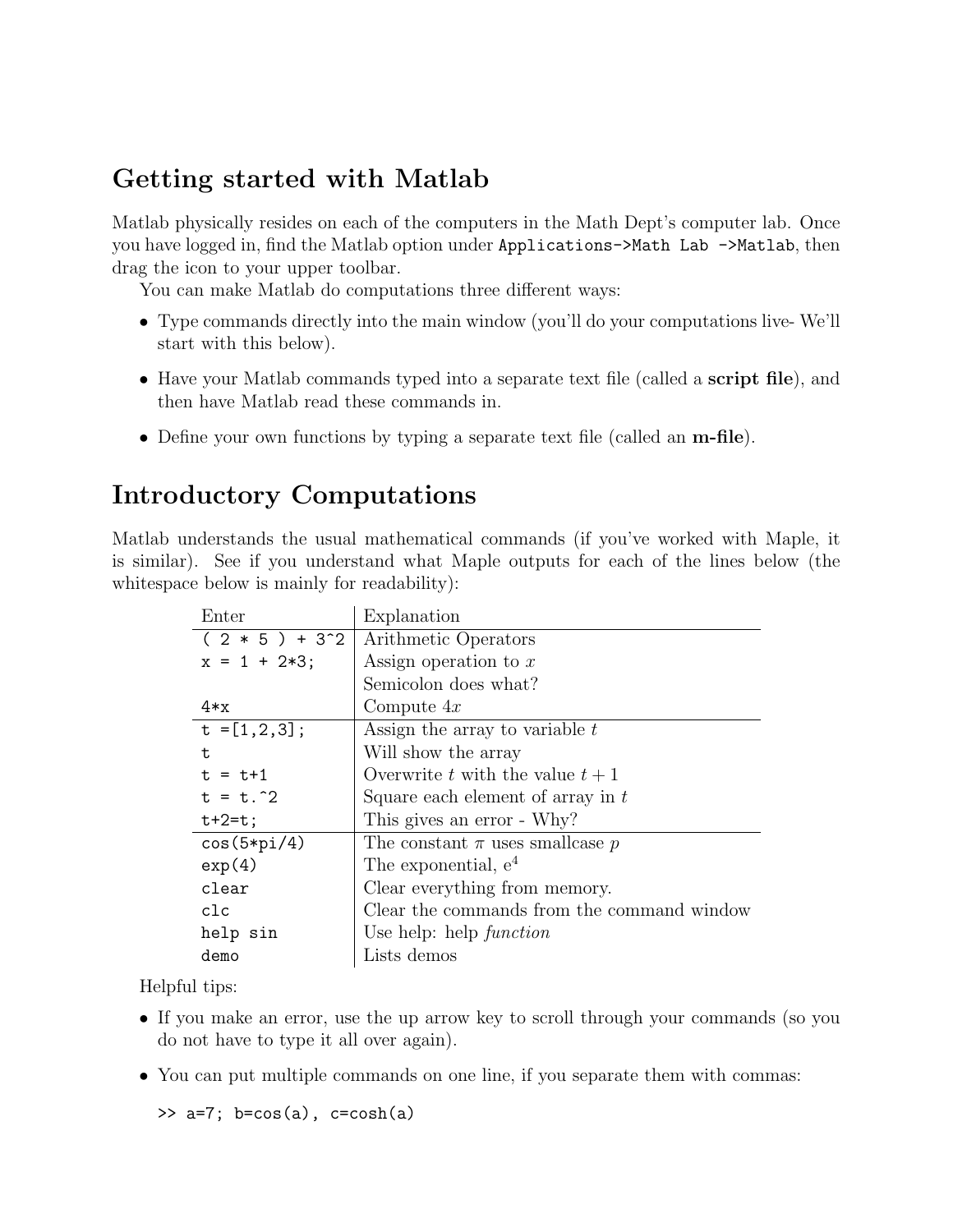## Getting started with Matlab

Matlab physically resides on each of the computers in the Math Dept's computer lab. Once you have logged in, find the Matlab option under `Applications->Math Lab ->Matlab`, then drag the icon to your upper toolbar.

You can make Matlab do computations three different ways:

- Type commands directly into the main window (you'll do your computations live- We'll start with this below).
- Have your Matlab commands typed into a separate text file (called a **script file**), and then have Matlab read these commands in.
- Define your own functions by typing a separate text file (called an **m-file**).

## Introductory Computations

Matlab understands the usual mathematical commands (if you've worked with Maple, it is similar). See if you understand what Maple outputs for each of the lines below (the whitespace below is mainly for readability):

| Enter | Explanation |
|---|---|
| `( 2 * 5 ) + 3^2` | Arithmetic Operators |
| `x = 1 + 2*3;` | Assign operation to $x$ |
| | Semicolon does what? |
| `4*x` | Compute $4x$ |
| `t =[1,2,3];` | Assign the array to variable $t$ |
| `t` | Will show the array |
| `t = t+1` | Overwrite $t$ with the value $t + 1$ |
| `t = t.^2` | Square each element of array in $t$ |
| `t+2=t;` | This gives an error - Why? |
| `cos(5*pi/4)` | The constant $\pi$ uses smallcase $p$ |
| `exp(4)` | The exponential, $e^4$ |
| `clear` | Clear everything from memory. |
| `clc` | Clear the commands from the command window |
| `help sin` | Use help: help *function* |
| `demo` | Lists demos |

Helpful tips:

- If you make an error, use the up arrow key to scroll through your commands (so you do not have to type it all over again).
- You can put multiple commands on one line, if you separate them with commas:

```
>> a=7; b=cos(a), c=cosh(a)
```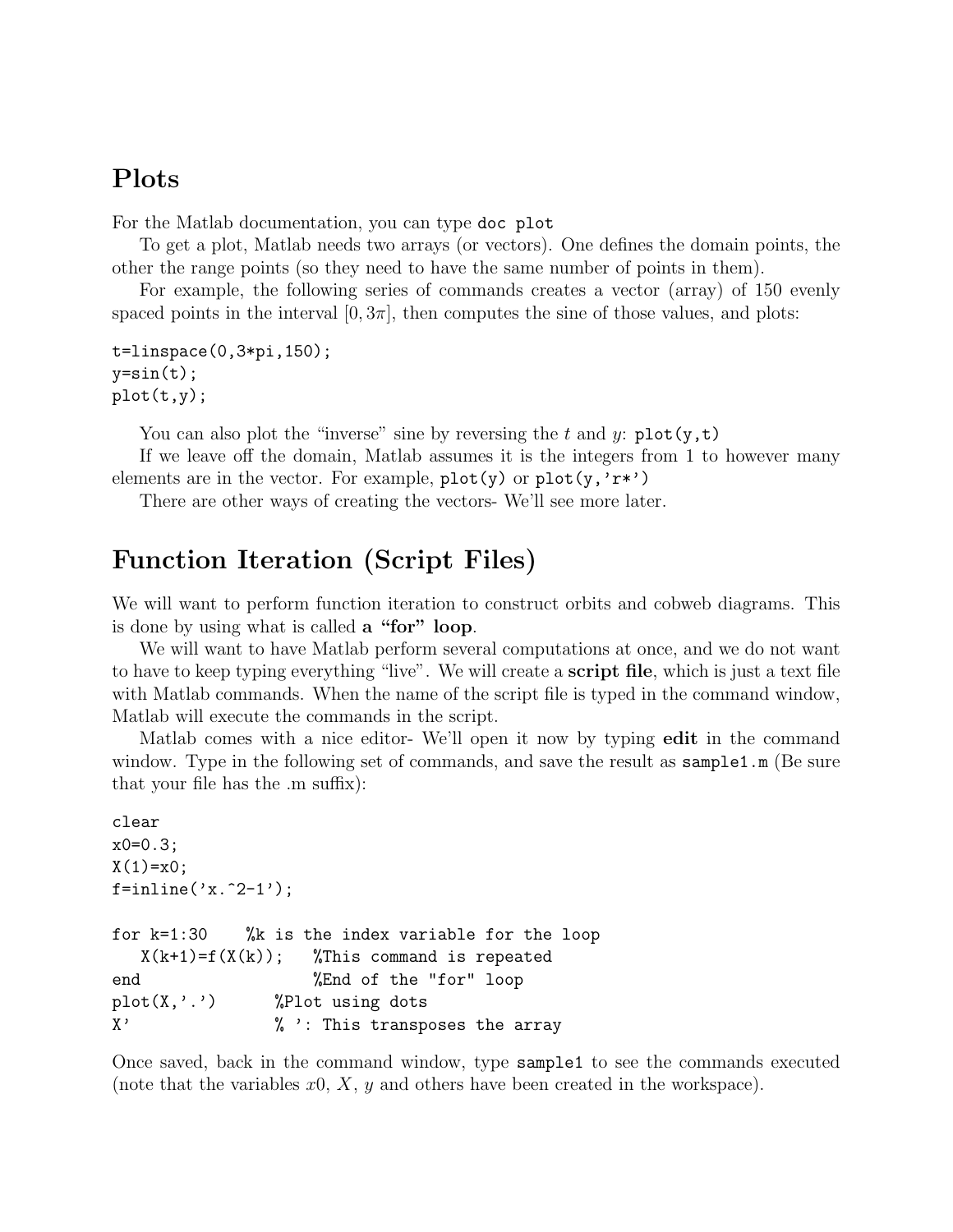## Plots

For the Matlab documentation, you can type `doc plot`

To get a plot, Matlab needs two arrays (or vectors). One defines the domain points, the other the range points (so they need to have the same number of points in them).

For example, the following series of commands creates a vector (array) of 150 evenly spaced points in the interval $[0, 3\pi]$, then computes the sine of those values, and plots:

```
t=linspace(0,3*pi,150);
y=sin(t);
plot(t,y);
```

You can also plot the "inverse" sine by reversing the $t$ and $y$: `plot(y,t)`

If we leave off the domain, Matlab assumes it is the integers from 1 to however many elements are in the vector. For example, `plot(y)` or `plot(y,'r*')`

There are other ways of creating the vectors- We'll see more later.

## Function Iteration (Script Files)

We will want to perform function iteration to construct orbits and cobweb diagrams. This is done by using what is called **a "for" loop**.

We will want to have Matlab perform several computations at once, and we do not want to have to keep typing everything "live". We will create a **script file**, which is just a text file with Matlab commands. When the name of the script file is typed in the command window, Matlab will execute the commands in the script.

Matlab comes with a nice editor- We'll open it now by typing **edit** in the command window. Type in the following set of commands, and save the result as `sample1.m` (Be sure that your file has the .m suffix):

```
clear
x0=0.3;
X(1)=x0;
f=inline('x.^2-1');

for k=1:30    %k is the index variable for the loop
   X(k+1)=f(X(k));   %This command is repeated
end                  %End of the "for" loop
plot(X,'.')       %Plot using dots
X'                % ': This transposes the array
```

Once saved, back in the command window, type `sample1` to see the commands executed (note that the variables $x0$, $X$, $y$ and others have been created in the workspace).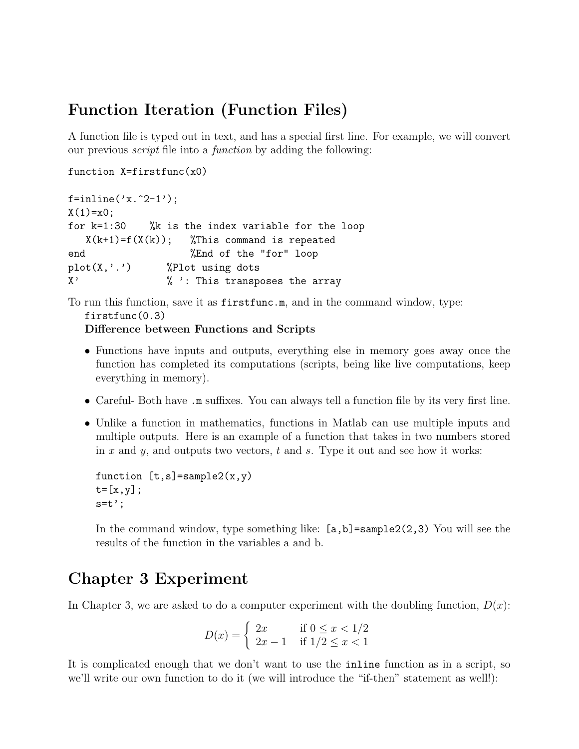# Function Iteration (Function Files)

A function file is typed out in text, and has a special first line. For example, we will convert our previous *script* file into a *function* by adding the following:

```
function X=firstfunc(x0)

f=inline('x.^2-1');
X(1)=x0;
for k=1:30    %k is the index variable for the loop
   X(k+1)=f(X(k));   %This command is repeated
end                  %End of the "for" loop
plot(X,'.')       %Plot using dots
X'                % ': This transposes the array
```

To run this function, save it as `firstfunc.m`, and in the command window, type:
`firstfunc(0.3)`

**Difference between Functions and Scripts**

- Functions have inputs and outputs, everything else in memory goes away once the function has completed its computations (scripts, being like live computations, keep everything in memory).
- Careful- Both have `.m` suffixes. You can always tell a function file by its very first line.
- Unlike a function in mathematics, functions in Matlab can use multiple inputs and multiple outputs. Here is an example of a function that takes in two numbers stored in $x$ and $y$, and outputs two vectors, $t$ and $s$. Type it out and see how it works:

  ```
  function [t,s]=sample2(x,y)
  t=[x,y];
  s=t';
  ```

  In the command window, type something like: `[a,b]=sample2(2,3)` You will see the results of the function in the variables a and b.

# Chapter 3 Experiment

In Chapter 3, we are asked to do a computer experiment with the doubling function, $D(x)$:

$$D(x) = \begin{cases} 2x & \text{if } 0 \leq x < 1/2 \\ 2x - 1 & \text{if } 1/2 \leq x < 1 \end{cases}$$

It is complicated enough that we don't want to use the `inline` function as in a script, so we'll write our own function to do it (we will introduce the "if-then" statement as well!):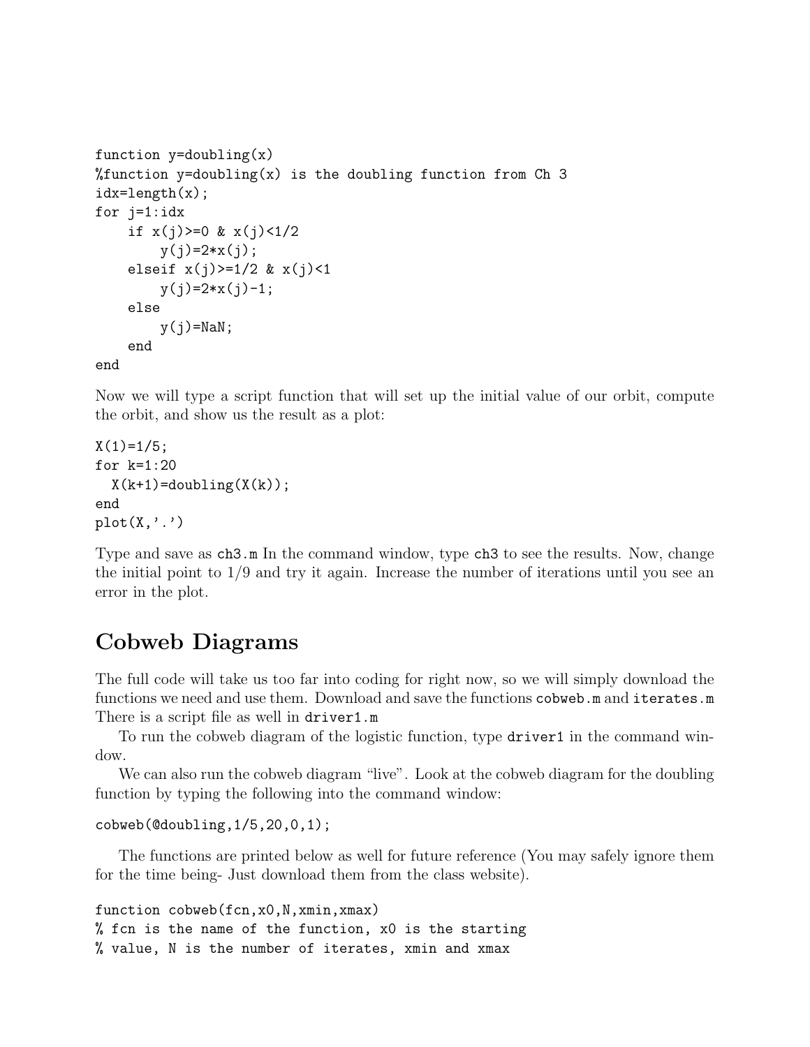```
function y=doubling(x)
%function y=doubling(x) is the doubling function from Ch 3
idx=length(x);
for j=1:idx
    if x(j)>=0 & x(j)<1/2
        y(j)=2*x(j);
    elseif x(j)>=1/2 & x(j)<1
        y(j)=2*x(j)-1;
    else
        y(j)=NaN;
    end
end
```

Now we will type a script function that will set up the initial value of our orbit, compute the orbit, and show us the result as a plot:

```
X(1)=1/5;
for k=1:20
  X(k+1)=doubling(X(k));
end
plot(X,'.')
```

Type and save as `ch3.m` In the command window, type `ch3` to see the results. Now, change the initial point to 1/9 and try it again. Increase the number of iterations until you see an error in the plot.

## Cobweb Diagrams

The full code will take us too far into coding for right now, so we will simply download the functions we need and use them. Download and save the functions `cobweb.m` and `iterates.m` There is a script file as well in `driver1.m`

To run the cobweb diagram of the logistic function, type `driver1` in the command window.

We can also run the cobweb diagram "live". Look at the cobweb diagram for the doubling function by typing the following into the command window:

```
cobweb(@doubling,1/5,20,0,1);
```

The functions are printed below as well for future reference (You may safely ignore them for the time being- Just download them from the class website).

```
function cobweb(fcn,x0,N,xmin,xmax)
% fcn is the name of the function, x0 is the starting
% value, N is the number of iterates, xmin and xmax
```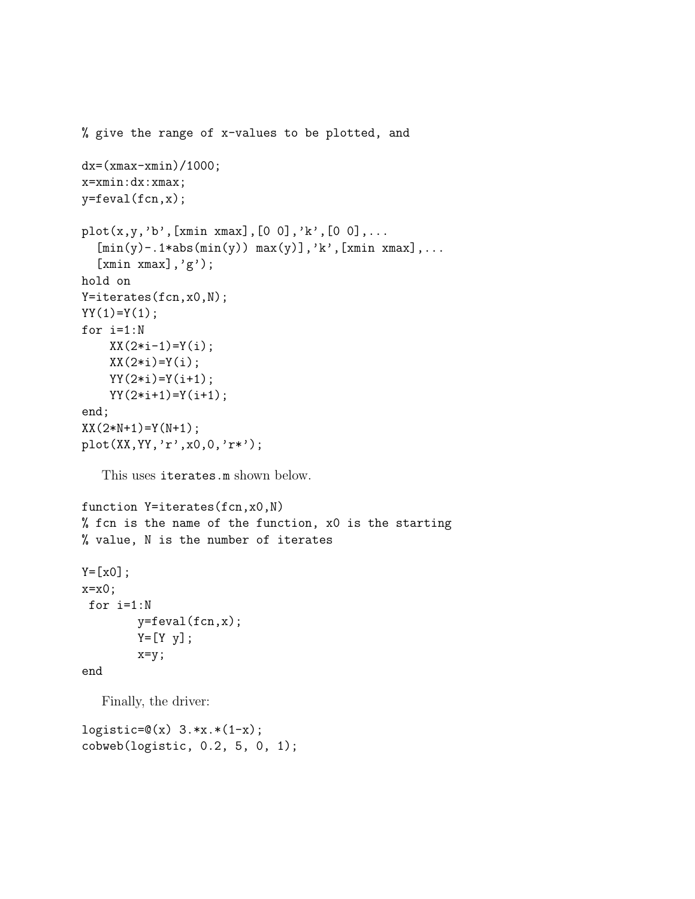```
% give the range of x-values to be plotted, and

dx=(xmax-xmin)/1000;
x=xmin:dx:xmax;
y=feval(fcn,x);

plot(x,y,'b',[xmin xmax],[0 0],'k',[0 0],...
  [min(y)-.1*abs(min(y)) max(y)],'k',[xmin xmax],...
  [xmin xmax],'g');
hold on
Y=iterates(fcn,x0,N);
YY(1)=Y(1);
for i=1:N
    XX(2*i-1)=Y(i);
    XX(2*i)=Y(i);
    YY(2*i)=Y(i+1);
    YY(2*i+1)=Y(i+1);
end;
XX(2*N+1)=Y(N+1);
plot(XX,YY,'r',x0,0,'r*');
```

This uses `iterates.m` shown below.

```
function Y=iterates(fcn,x0,N)
% fcn is the name of the function, x0 is the starting
% value, N is the number of iterates

Y=[x0];
x=x0;
 for i=1:N
       y=feval(fcn,x);
       Y=[Y y];
       x=y;
end
```

Finally, the driver:

```
logistic=@(x) 3.*x.*(1-x);
cobweb(logistic, 0.2, 5, 0, 1);
```